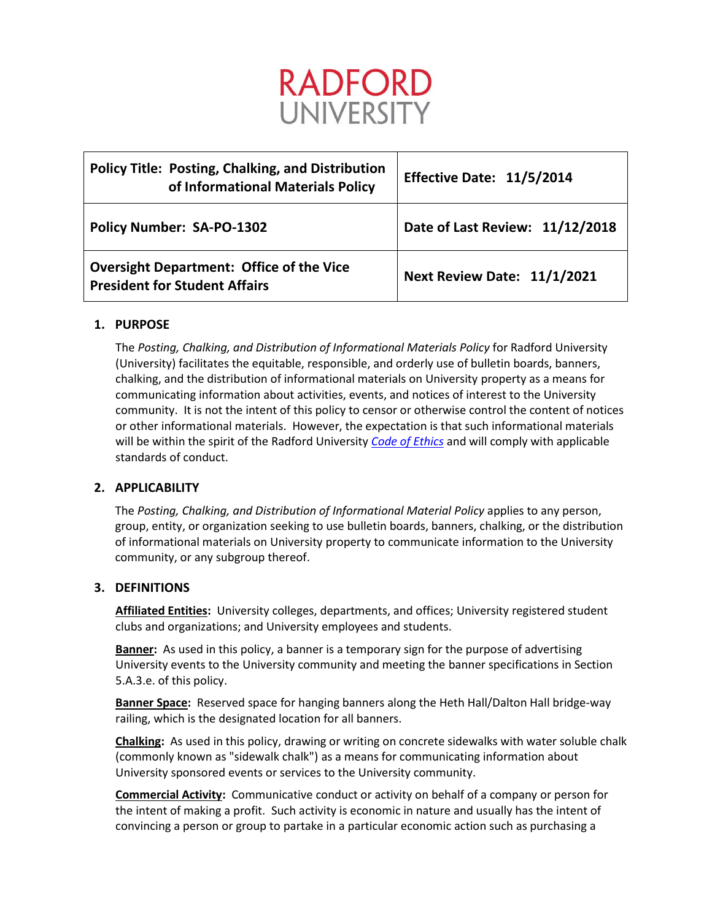# RADFORD UNIVERSITY

| Policy Title: Posting, Chalking, and Distribution of Informational Materials Policy | Effective Date: 11/5/2014 |
|---|---|
| Policy Number: SA-PO-1302 | Date of Last Review: 11/12/2018 |
| Oversight Department: Office of the Vice President for Student Affairs | Next Review Date: 11/1/2021 |

## 1. PURPOSE

The *Posting, Chalking, and Distribution of Informational Materials Policy* for Radford University (University) facilitates the equitable, responsible, and orderly use of bulletin boards, banners, chalking, and the distribution of informational materials on University property as a means for communicating information about activities, events, and notices of interest to the University community. It is not the intent of this policy to censor or otherwise control the content of notices or other informational materials. However, the expectation is that such informational materials will be within the spirit of the Radford University *Code of Ethics* and will comply with applicable standards of conduct.

## 2. APPLICABILITY

The *Posting, Chalking, and Distribution of Informational Material Policy* applies to any person, group, entity, or organization seeking to use bulletin boards, banners, chalking, or the distribution of informational materials on University property to communicate information to the University community, or any subgroup thereof.

## 3. DEFINITIONS

**Affiliated Entities:** University colleges, departments, and offices; University registered student clubs and organizations; and University employees and students.

**Banner:** As used in this policy, a banner is a temporary sign for the purpose of advertising University events to the University community and meeting the banner specifications in Section 5.A.3.e. of this policy.

**Banner Space:** Reserved space for hanging banners along the Heth Hall/Dalton Hall bridge-way railing, which is the designated location for all banners.

**Chalking:** As used in this policy, drawing or writing on concrete sidewalks with water soluble chalk (commonly known as "sidewalk chalk") as a means for communicating information about University sponsored events or services to the University community.

**Commercial Activity:** Communicative conduct or activity on behalf of a company or person for the intent of making a profit. Such activity is economic in nature and usually has the intent of convincing a person or group to partake in a particular economic action such as purchasing a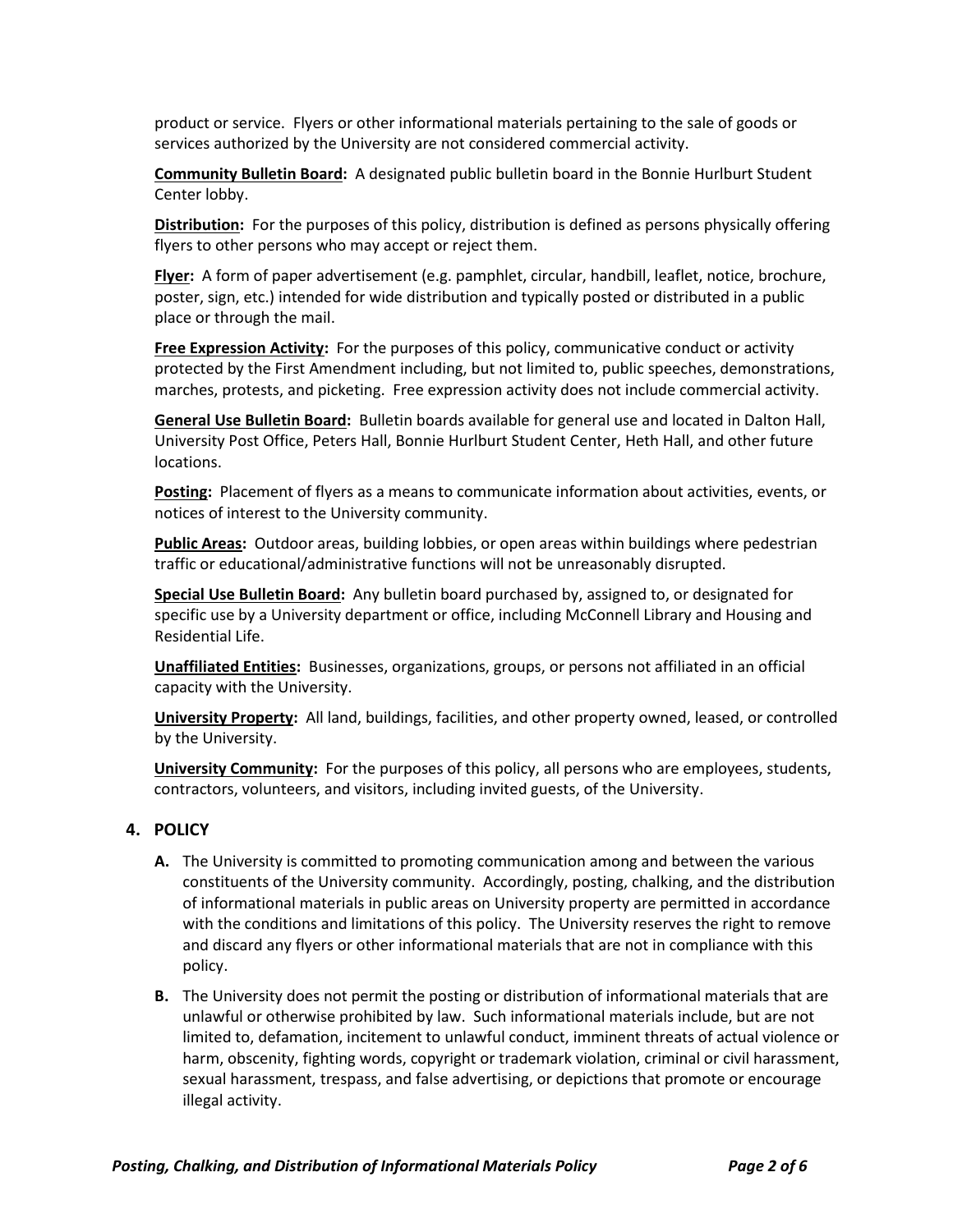product or service. Flyers or other informational materials pertaining to the sale of goods or services authorized by the University are not considered commercial activity.

**Community Bulletin Board:** A designated public bulletin board in the Bonnie Hurlburt Student Center lobby.

**Distribution:** For the purposes of this policy, distribution is defined as persons physically offering flyers to other persons who may accept or reject them.

**Flyer:** A form of paper advertisement (e.g. pamphlet, circular, handbill, leaflet, notice, brochure, poster, sign, etc.) intended for wide distribution and typically posted or distributed in a public place or through the mail.

**Free Expression Activity:** For the purposes of this policy, communicative conduct or activity protected by the First Amendment including, but not limited to, public speeches, demonstrations, marches, protests, and picketing. Free expression activity does not include commercial activity.

**General Use Bulletin Board:** Bulletin boards available for general use and located in Dalton Hall, University Post Office, Peters Hall, Bonnie Hurlburt Student Center, Heth Hall, and other future locations.

**Posting:** Placement of flyers as a means to communicate information about activities, events, or notices of interest to the University community.

**Public Areas:** Outdoor areas, building lobbies, or open areas within buildings where pedestrian traffic or educational/administrative functions will not be unreasonably disrupted.

**Special Use Bulletin Board:** Any bulletin board purchased by, assigned to, or designated for specific use by a University department or office, including McConnell Library and Housing and Residential Life.

**Unaffiliated Entities:** Businesses, organizations, groups, or persons not affiliated in an official capacity with the University.

**University Property:** All land, buildings, facilities, and other property owned, leased, or controlled by the University.

**University Community:** For the purposes of this policy, all persons who are employees, students, contractors, volunteers, and visitors, including invited guests, of the University.

## 4. POLICY

**A.** The University is committed to promoting communication among and between the various constituents of the University community. Accordingly, posting, chalking, and the distribution of informational materials in public areas on University property are permitted in accordance with the conditions and limitations of this policy. The University reserves the right to remove and discard any flyers or other informational materials that are not in compliance with this policy.

**B.** The University does not permit the posting or distribution of informational materials that are unlawful or otherwise prohibited by law. Such informational materials include, but are not limited to, defamation, incitement to unlawful conduct, imminent threats of actual violence or harm, obscenity, fighting words, copyright or trademark violation, criminal or civil harassment, sexual harassment, trespass, and false advertising, or depictions that promote or encourage illegal activity.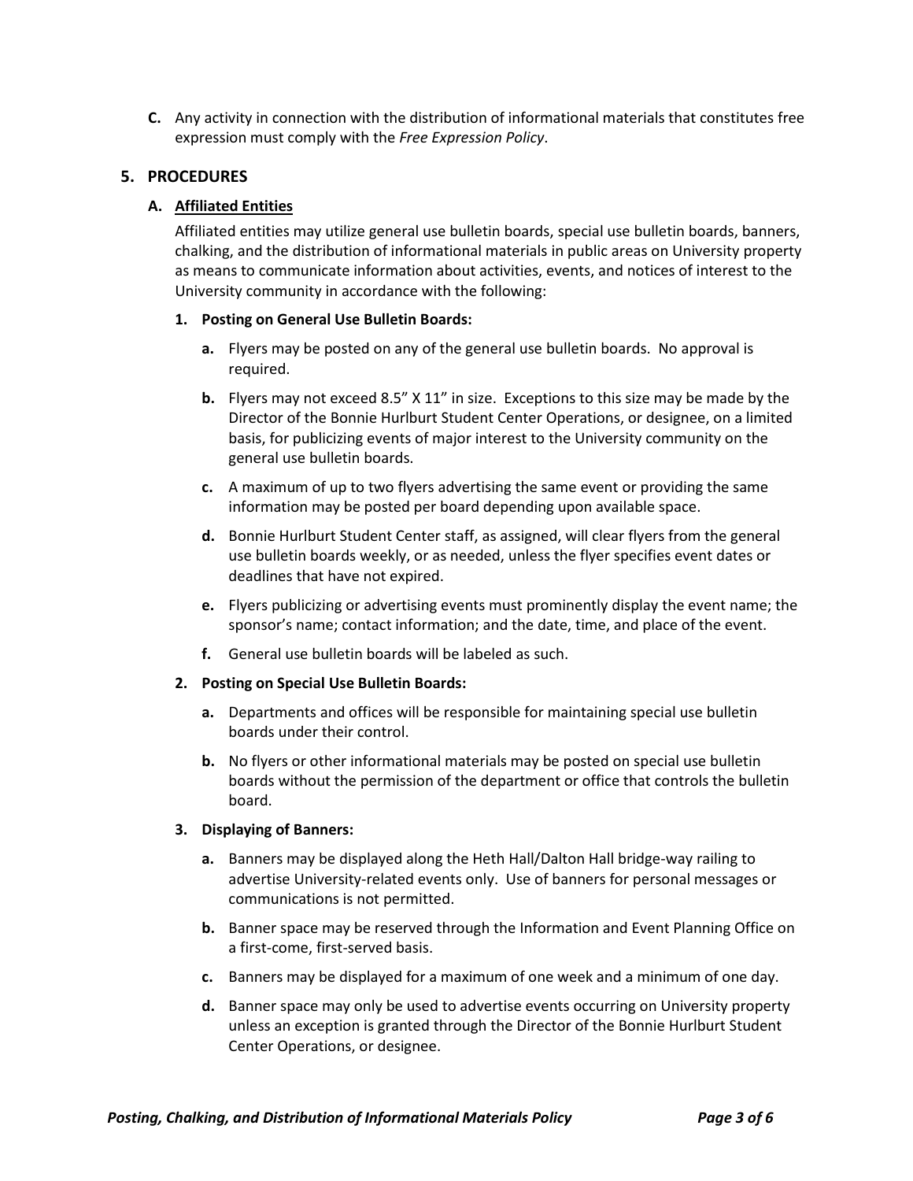**C.** Any activity in connection with the distribution of informational materials that constitutes free expression must comply with the *Free Expression Policy*.

## 5. PROCEDURES

### A. Affiliated Entities

Affiliated entities may utilize general use bulletin boards, special use bulletin boards, banners, chalking, and the distribution of informational materials in public areas on University property as means to communicate information about activities, events, and notices of interest to the University community in accordance with the following:

#### 1. Posting on General Use Bulletin Boards:

**a.** Flyers may be posted on any of the general use bulletin boards. No approval is required.

**b.** Flyers may not exceed 8.5" X 11" in size. Exceptions to this size may be made by the Director of the Bonnie Hurlburt Student Center Operations, or designee, on a limited basis, for publicizing events of major interest to the University community on the general use bulletin boards.

**c.** A maximum of up to two flyers advertising the same event or providing the same information may be posted per board depending upon available space.

**d.** Bonnie Hurlburt Student Center staff, as assigned, will clear flyers from the general use bulletin boards weekly, or as needed, unless the flyer specifies event dates or deadlines that have not expired.

**e.** Flyers publicizing or advertising events must prominently display the event name; the sponsor's name; contact information; and the date, time, and place of the event.

**f.** General use bulletin boards will be labeled as such.

#### 2. Posting on Special Use Bulletin Boards:

**a.** Departments and offices will be responsible for maintaining special use bulletin boards under their control.

**b.** No flyers or other informational materials may be posted on special use bulletin boards without the permission of the department or office that controls the bulletin board.

#### 3. Displaying of Banners:

**a.** Banners may be displayed along the Heth Hall/Dalton Hall bridge-way railing to advertise University-related events only. Use of banners for personal messages or communications is not permitted.

**b.** Banner space may be reserved through the Information and Event Planning Office on a first-come, first-served basis.

**c.** Banners may be displayed for a maximum of one week and a minimum of one day.

**d.** Banner space may only be used to advertise events occurring on University property unless an exception is granted through the Director of the Bonnie Hurlburt Student Center Operations, or designee.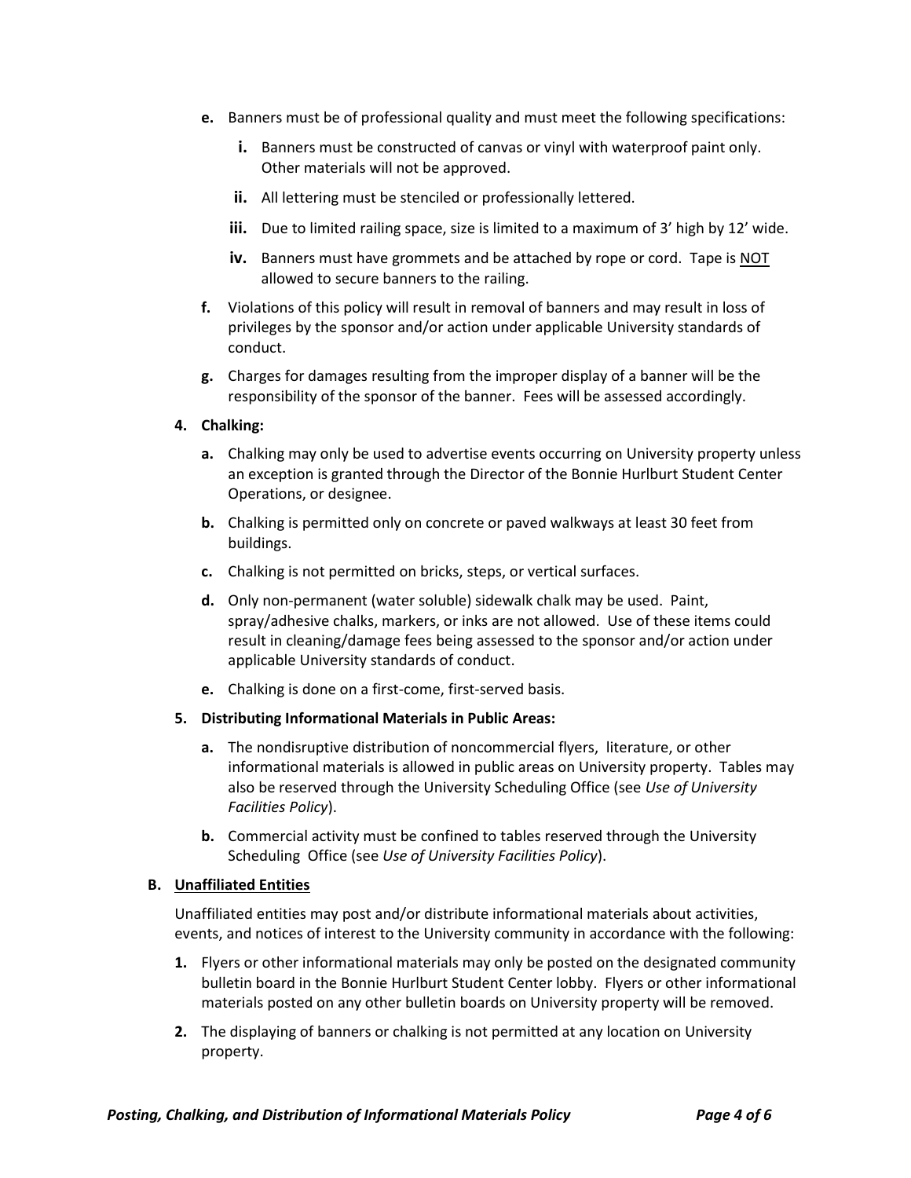e. Banners must be of professional quality and must meet the following specifications:

   i. Banners must be constructed of canvas or vinyl with waterproof paint only. Other materials will not be approved.

   ii. All lettering must be stenciled or professionally lettered.

   iii. Due to limited railing space, size is limited to a maximum of 3' high by 12' wide.

   iv. Banners must have grommets and be attached by rope or cord. Tape is <u>NOT</u> allowed to secure banners to the railing.

f. Violations of this policy will result in removal of banners and may result in loss of privileges by the sponsor and/or action under applicable University standards of conduct.

g. Charges for damages resulting from the improper display of a banner will be the responsibility of the sponsor of the banner. Fees will be assessed accordingly.

**4. Chalking:**

a. Chalking may only be used to advertise events occurring on University property unless an exception is granted through the Director of the Bonnie Hurlburt Student Center Operations, or designee.

b. Chalking is permitted only on concrete or paved walkways at least 30 feet from buildings.

c. Chalking is not permitted on bricks, steps, or vertical surfaces.

d. Only non-permanent (water soluble) sidewalk chalk may be used. Paint, spray/adhesive chalks, markers, or inks are not allowed. Use of these items could result in cleaning/damage fees being assessed to the sponsor and/or action under applicable University standards of conduct.

e. Chalking is done on a first-come, first-served basis.

**5. Distributing Informational Materials in Public Areas:**

a. The nondisruptive distribution of noncommercial flyers, literature, or other informational materials is allowed in public areas on University property. Tables may also be reserved through the University Scheduling Office (see *Use of University Facilities Policy*).

b. Commercial activity must be confined to tables reserved through the University Scheduling Office (see *Use of University Facilities Policy*).

**B. <u>Unaffiliated Entities</u>**

Unaffiliated entities may post and/or distribute informational materials about activities, events, and notices of interest to the University community in accordance with the following:

1. Flyers or other informational materials may only be posted on the designated community bulletin board in the Bonnie Hurlburt Student Center lobby. Flyers or other informational materials posted on any other bulletin boards on University property will be removed.

2. The displaying of banners or chalking is not permitted at any location on University property.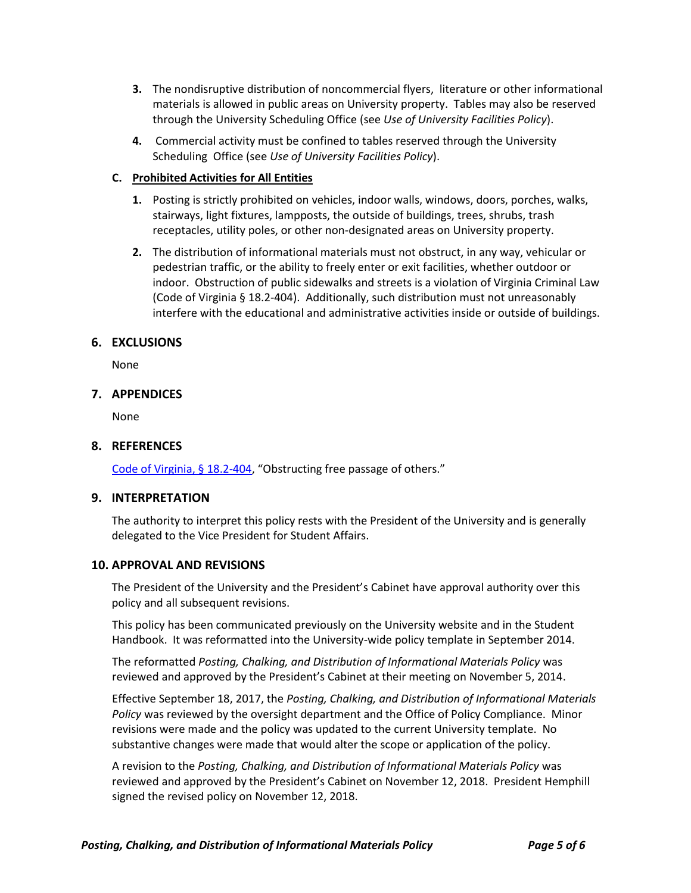3. The nondisruptive distribution of noncommercial flyers, literature or other informational materials is allowed in public areas on University property. Tables may also be reserved through the University Scheduling Office (see *Use of University Facilities Policy*).

4. Commercial activity must be confined to tables reserved through the University Scheduling Office (see *Use of University Facilities Policy*).

**C. Prohibited Activities for All Entities**

1. Posting is strictly prohibited on vehicles, indoor walls, windows, doors, porches, walks, stairways, light fixtures, lampposts, the outside of buildings, trees, shrubs, trash receptacles, utility poles, or other non-designated areas on University property.

2. The distribution of informational materials must not obstruct, in any way, vehicular or pedestrian traffic, or the ability to freely enter or exit facilities, whether outdoor or indoor. Obstruction of public sidewalks and streets is a violation of Virginia Criminal Law (Code of Virginia § 18.2-404). Additionally, such distribution must not unreasonably interfere with the educational and administrative activities inside or outside of buildings.

## 6. EXCLUSIONS

None

## 7. APPENDICES

None

## 8. REFERENCES

Code of Virginia, § 18.2-404, "Obstructing free passage of others."

## 9. INTERPRETATION

The authority to interpret this policy rests with the President of the University and is generally delegated to the Vice President for Student Affairs.

## 10. APPROVAL AND REVISIONS

The President of the University and the President's Cabinet have approval authority over this policy and all subsequent revisions.

This policy has been communicated previously on the University website and in the Student Handbook. It was reformatted into the University-wide policy template in September 2014.

The reformatted *Posting, Chalking, and Distribution of Informational Materials Policy* was reviewed and approved by the President's Cabinet at their meeting on November 5, 2014.

Effective September 18, 2017, the *Posting, Chalking, and Distribution of Informational Materials Policy* was reviewed by the oversight department and the Office of Policy Compliance. Minor revisions were made and the policy was updated to the current University template. No substantive changes were made that would alter the scope or application of the policy.

A revision to the *Posting, Chalking, and Distribution of Informational Materials Policy* was reviewed and approved by the President's Cabinet on November 12, 2018. President Hemphill signed the revised policy on November 12, 2018.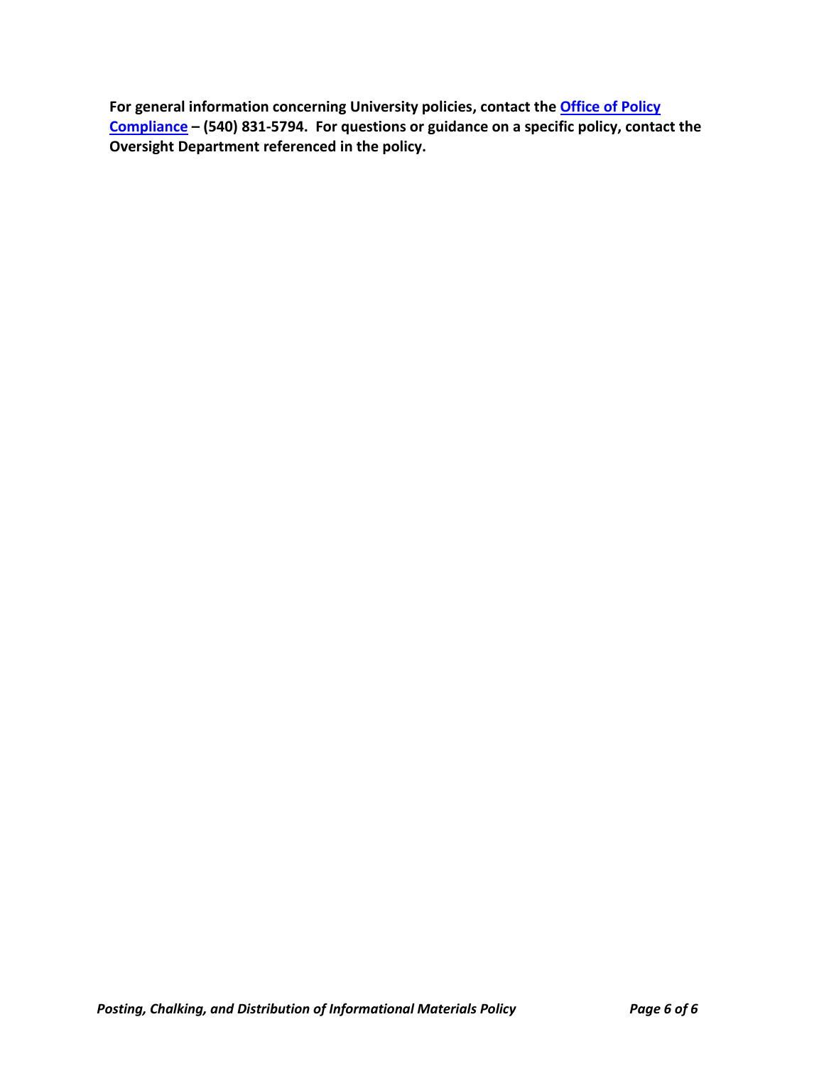**For general information concerning University policies, contact the Office of Policy Compliance – (540) 831-5794. For questions or guidance on a specific policy, contact the Oversight Department referenced in the policy.**